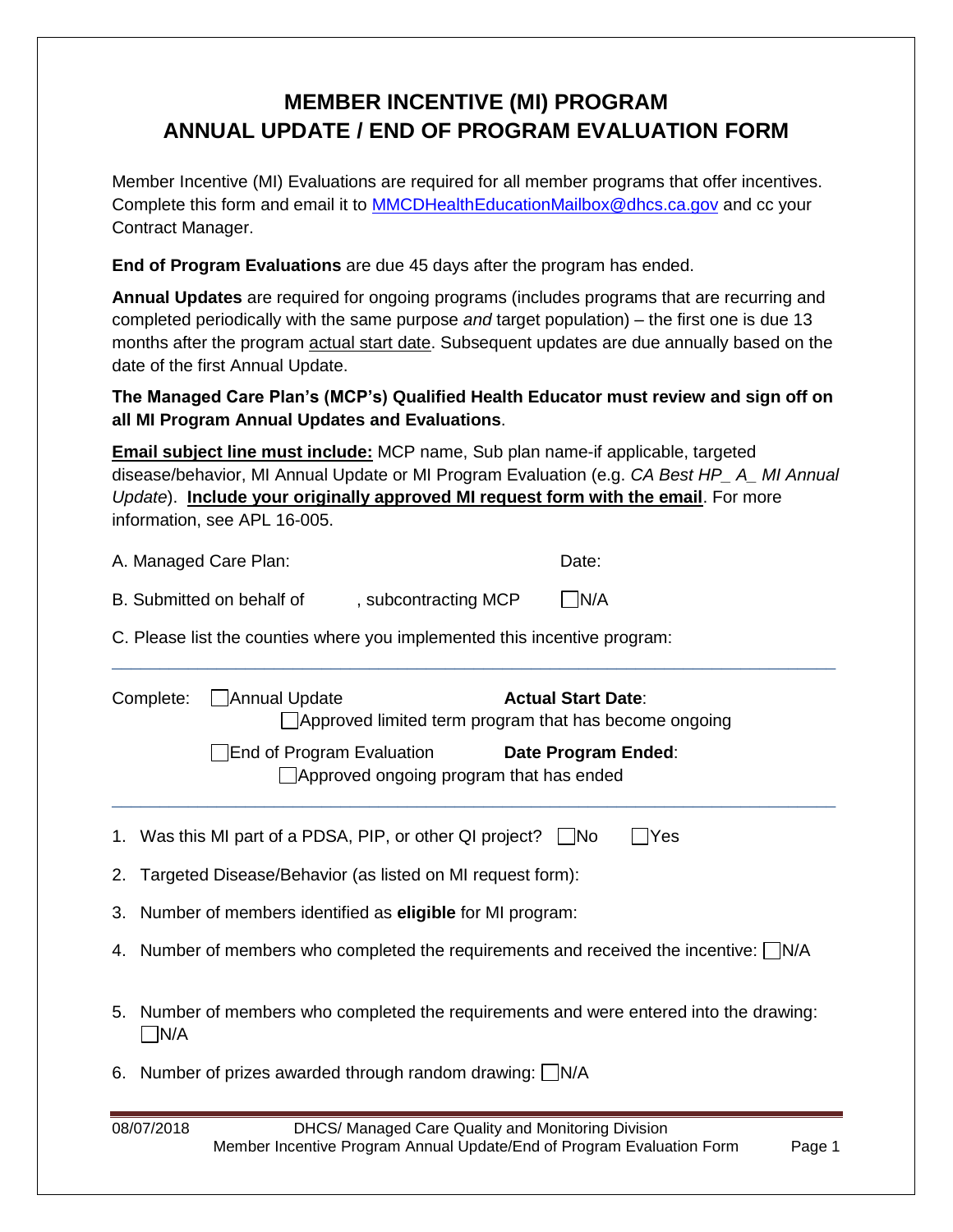# MEMBER INCENTIVE (MI) PROGRAM
# ANNUAL UPDATE / END OF PROGRAM EVALUATION FORM

Member Incentive (MI) Evaluations are required for all member programs that offer incentives. Complete this form and email it to MMCDHealthEducationMailbox@dhcs.ca.gov and cc your Contract Manager.

**End of Program Evaluations** are due 45 days after the program has ended.

**Annual Updates** are required for ongoing programs (includes programs that are recurring and completed periodically with the same purpose *and* target population) – the first one is due 13 months after the program actual start date. Subsequent updates are due annually based on the date of the first Annual Update.

**The Managed Care Plan's (MCP's) Qualified Health Educator must review and sign off on all MI Program Annual Updates and Evaluations**.

**Email subject line must include:** MCP name, Sub plan name-if applicable, targeted disease/behavior, MI Annual Update or MI Program Evaluation (e.g. *CA Best HP_ A_ MI Annual Update*). **Include your originally approved MI request form with the email**. For more information, see APL 16-005.

A. Managed Care Plan: Date:

B. Submitted on behalf of , subcontracting MCP ☐N/A

C. Please list the counties where you implemented this incentive program:

---

Complete: ☐Annual Update **Actual Start Date**:
☐Approved limited term program that has become ongoing

☐End of Program Evaluation **Date Program Ended**:
☐Approved ongoing program that has ended

---

1. Was this MI part of a PDSA, PIP, or other QI project? ☐No ☐Yes
2. Targeted Disease/Behavior (as listed on MI request form):
3. Number of members identified as **eligible** for MI program:
4. Number of members who completed the requirements and received the incentive: ☐N/A
5. Number of members who completed the requirements and were entered into the drawing: ☐N/A
6. Number of prizes awarded through random drawing: ☐N/A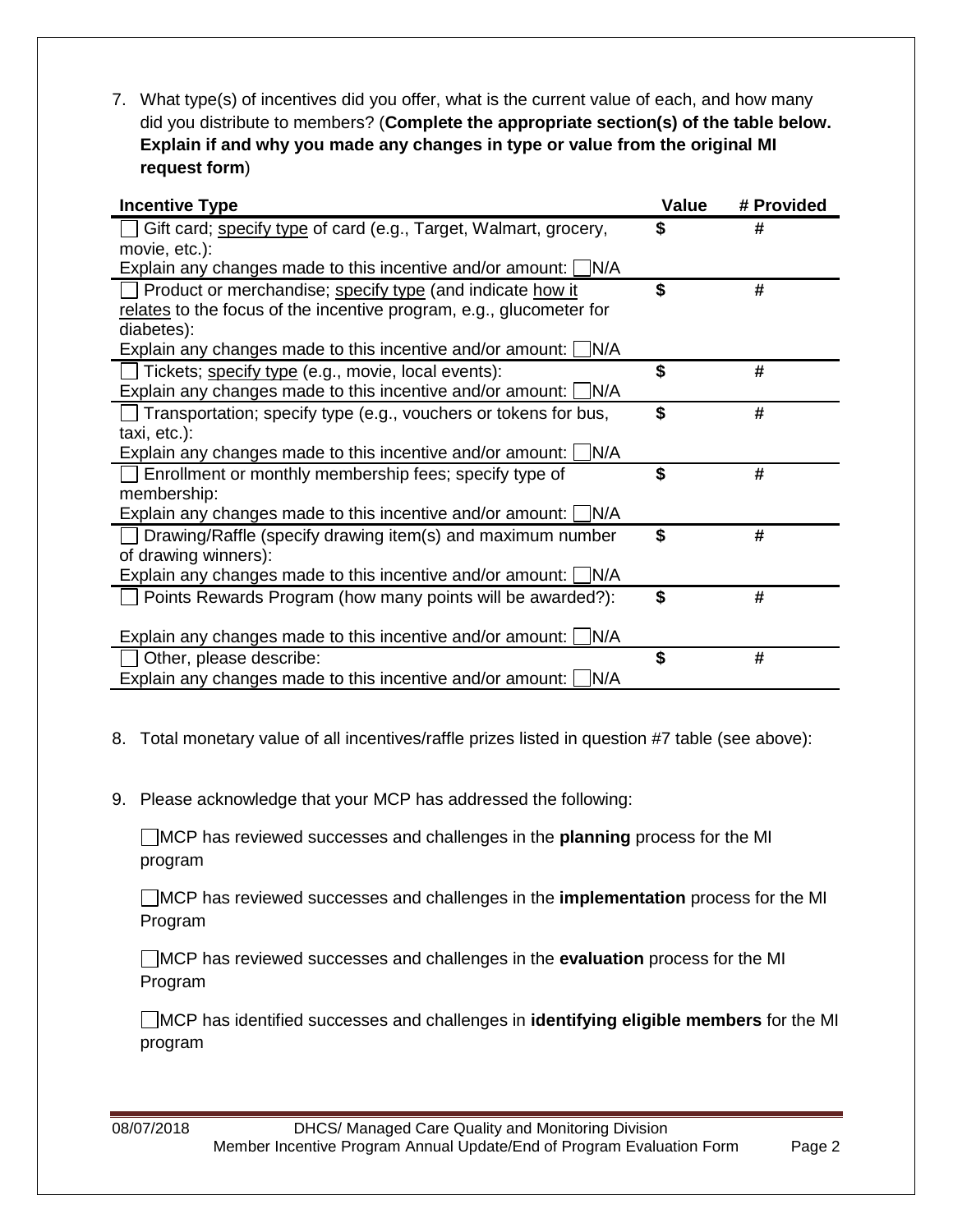7. What type(s) of incentives did you offer, what is the current value of each, and how many did you distribute to members? (**Complete the appropriate section(s) of the table below. Explain if and why you made any changes in type or value from the original MI request form**)

| Incentive Type | Value | # Provided |
|---|---|---|
| ☐ Gift card; specify type of card (e.g., Target, Walmart, grocery, movie, etc.):<br>Explain any changes made to this incentive and/or amount: ☐N/A | $ | # |
| ☐ Product or merchandise; specify type (and indicate how it relates to the focus of the incentive program, e.g., glucometer for diabetes):<br>Explain any changes made to this incentive and/or amount: ☐N/A | $ | # |
| ☐ Tickets; specify type (e.g., movie, local events):<br>Explain any changes made to this incentive and/or amount: ☐N/A | $ | # |
| ☐ Transportation; specify type (e.g., vouchers or tokens for bus, taxi, etc.):<br>Explain any changes made to this incentive and/or amount: ☐N/A | $ | # |
| ☐ Enrollment or monthly membership fees; specify type of membership:<br>Explain any changes made to this incentive and/or amount: ☐N/A | $ | # |
| ☐ Drawing/Raffle (specify drawing item(s) and maximum number of drawing winners):<br>Explain any changes made to this incentive and/or amount: ☐N/A | $ | # |
| ☐ Points Rewards Program (how many points will be awarded?):<br>Explain any changes made to this incentive and/or amount: ☐N/A | $ | # |
| ☐ Other, please describe:<br>Explain any changes made to this incentive and/or amount: ☐N/A | $ | # |

8. Total monetary value of all incentives/raffle prizes listed in question #7 table (see above):

9. Please acknowledge that your MCP has addressed the following:

   ☐MCP has reviewed successes and challenges in the **planning** process for the MI program

   ☐MCP has reviewed successes and challenges in the **implementation** process for the MI Program

   ☐MCP has reviewed successes and challenges in the **evaluation** process for the MI Program

   ☐MCP has identified successes and challenges in **identifying eligible members** for the MI program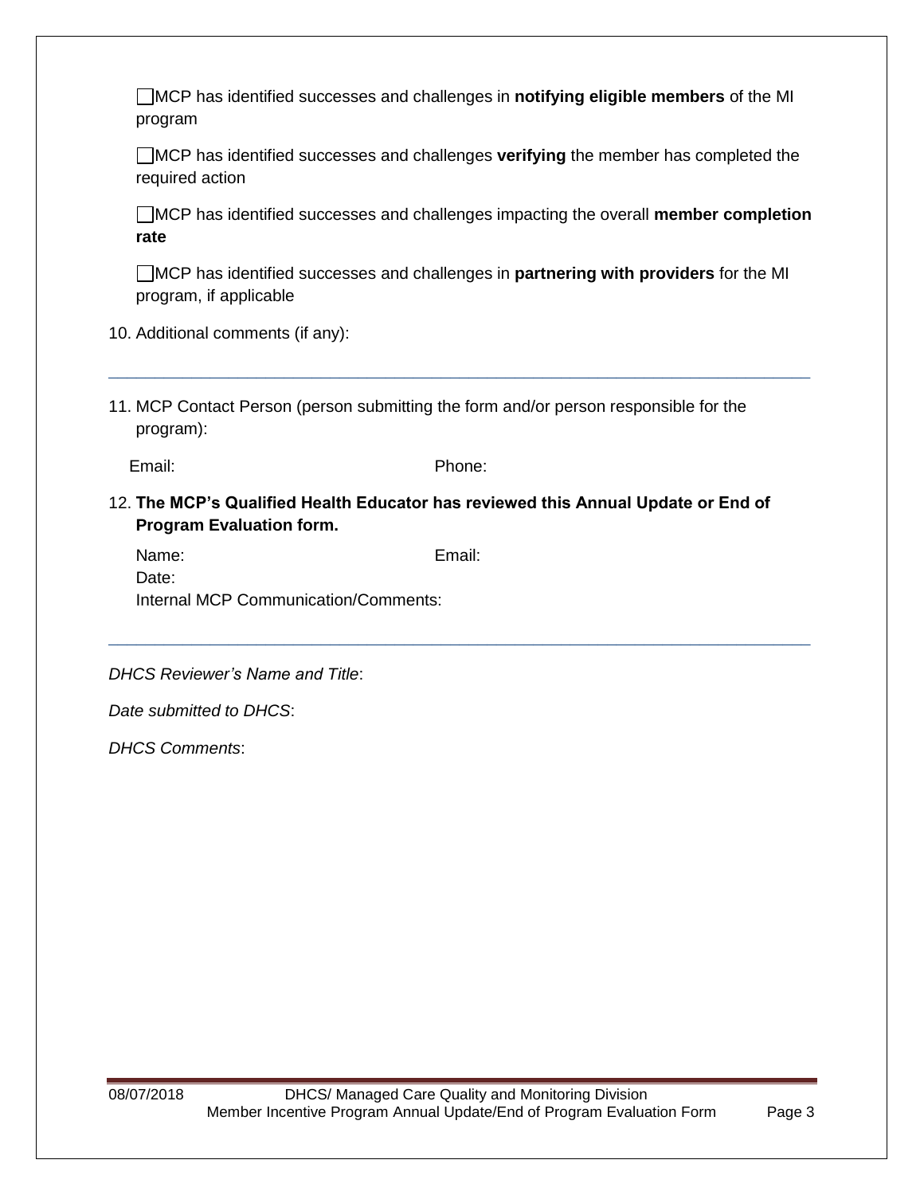- ☐ MCP has identified successes and challenges in **notifying eligible members** of the MI program
- ☐ MCP has identified successes and challenges **verifying** the member has completed the required action
- ☐ MCP has identified successes and challenges impacting the overall **member completion rate**
- ☐ MCP has identified successes and challenges in **partnering with providers** for the MI program, if applicable

10. Additional comments (if any):

---

11. MCP Contact Person (person submitting the form and/or person responsible for the program):

    Email: Phone:

12. **The MCP's Qualified Health Educator has reviewed this Annual Update or End of Program Evaluation form.**

    Name: Email:
    Date:
    Internal MCP Communication/Comments:

---

*DHCS Reviewer's Name and Title*:

*Date submitted to DHCS*:

*DHCS Comments*: